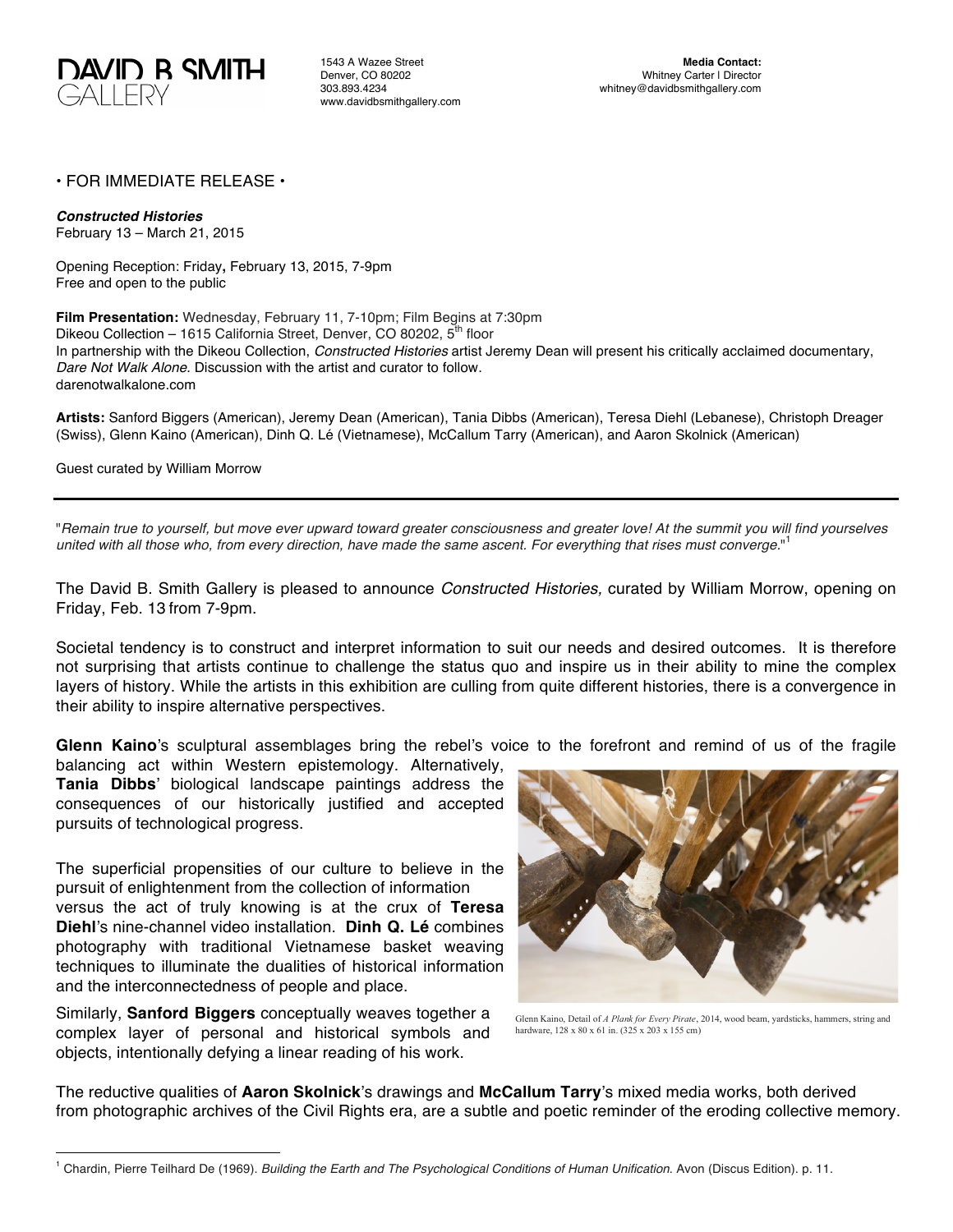**DAVID B SMITH GALLERY**

1543 A Wazee Street
Denver, CO 80202
303.893.4234
www.davidbsmithgallery.com

**Media Contact:**
Whitney Carter | Director
whitney@davidbsmithgallery.com

• FOR IMMEDIATE RELEASE •

***Constructed Histories***
February 13 – March 21, 2015

Opening Reception: Friday**,** February 13, 2015, 7-9pm
Free and open to the public

**Film Presentation:** Wednesday, February 11, 7-10pm; Film Begins at 7:30pm
Dikeou Collection – 1615 California Street, Denver, CO 80202, 5th floor
In partnership with the Dikeou Collection, *Constructed Histories* artist Jeremy Dean will present his critically acclaimed documentary, *Dare Not Walk Alone*. Discussion with the artist and curator to follow.
darenotwalkalone.com

**Artists:** Sanford Biggers (American), Jeremy Dean (American), Tania Dibbs (American), Teresa Diehl (Lebanese), Christoph Dreager (Swiss), Glenn Kaino (American), Dinh Q. Lé (Vietnamese), McCallum Tarry (American), and Aaron Skolnick (American)

Guest curated by William Morrow

---

"*Remain true to yourself, but move ever upward toward greater consciousness and greater love! At the summit you will find yourselves united with all those who, from every direction, have made the same ascent. For everything that rises must converge.*"[1]

The David B. Smith Gallery is pleased to announce *Constructed Histories,* curated by William Morrow, opening on Friday, Feb. 13 from 7-9pm.

Societal tendency is to construct and interpret information to suit our needs and desired outcomes. It is therefore not surprising that artists continue to challenge the status quo and inspire us in their ability to mine the complex layers of history. While the artists in this exhibition are culling from quite different histories, there is a convergence in their ability to inspire alternative perspectives.

**Glenn Kaino**'s sculptural assemblages bring the rebel's voice to the forefront and remind of us of the fragile balancing act within Western epistemology. Alternatively, **Tania Dibbs**' biological landscape paintings address the consequences of our historically justified and accepted pursuits of technological progress.

The superficial propensities of our culture to believe in the pursuit of enlightenment from the collection of information versus the act of truly knowing is at the crux of **Teresa Diehl**'s nine-channel video installation. **Dinh Q. Lé** combines photography with traditional Vietnamese basket weaving techniques to illuminate the dualities of historical information and the interconnectedness of people and place.

Glenn Kaino, Detail of *A Plank for Every Pirate*, 2014, wood beam, yardsticks, hammers, string and hardware, 128 x 80 x 61 in. (325 x 203 x 155 cm)

Similarly, **Sanford Biggers** conceptually weaves together a complex layer of personal and historical symbols and objects, intentionally defying a linear reading of his work.

The reductive qualities of **Aaron Skolnick**'s drawings and **McCallum Tarry**'s mixed media works, both derived from photographic archives of the Civil Rights era, are a subtle and poetic reminder of the eroding collective memory.

---

[1] Chardin, Pierre Teilhard De (1969). *Building the Earth and The Psychological Conditions of Human Unification*. Avon (Discus Edition). p. 11.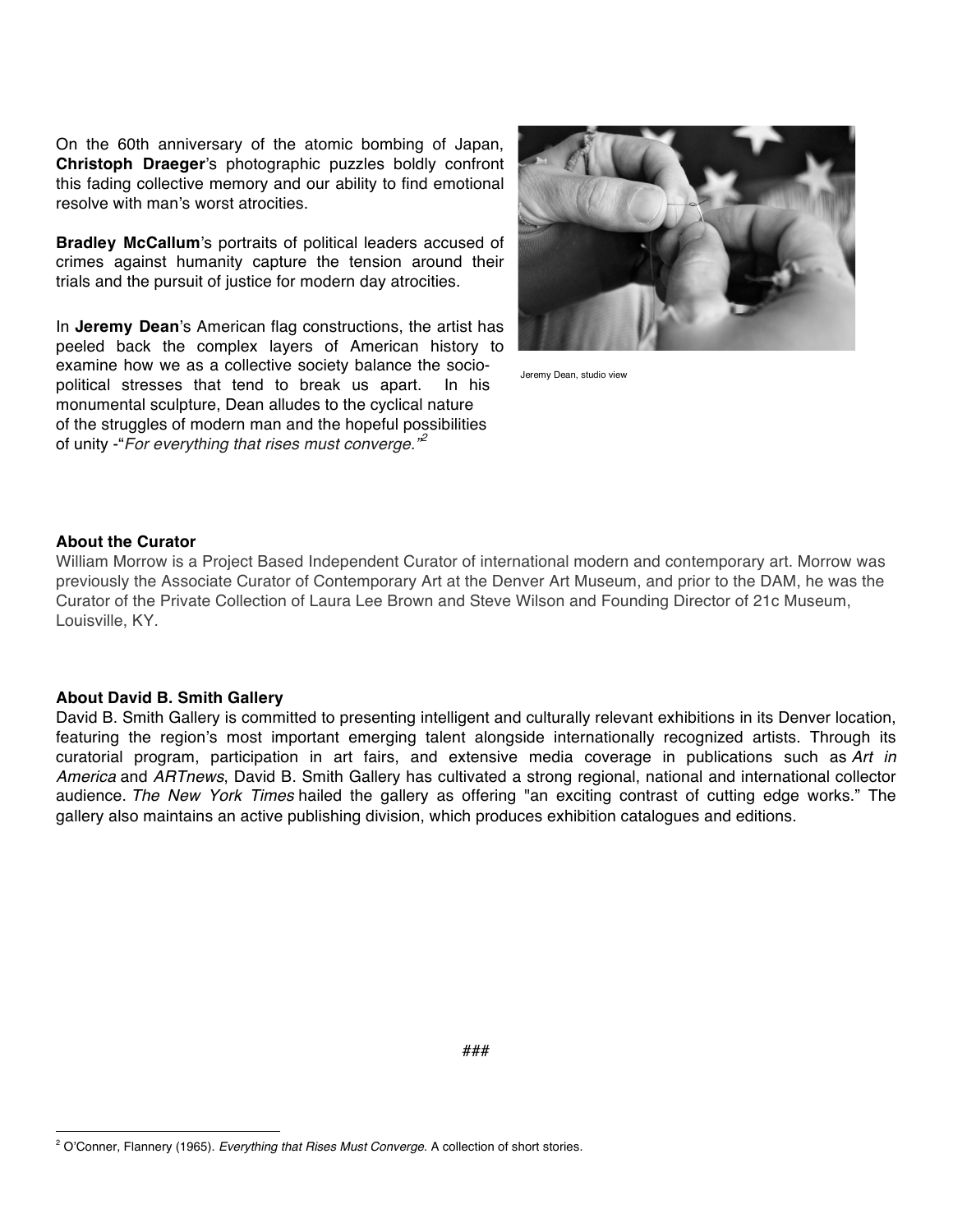On the 60th anniversary of the atomic bombing of Japan, **Christoph Draeger**'s photographic puzzles boldly confront this fading collective memory and our ability to find emotional resolve with man's worst atrocities.

**Bradley McCallum**'s portraits of political leaders accused of crimes against humanity capture the tension around their trials and the pursuit of justice for modern day atrocities.

In **Jeremy Dean**'s American flag constructions, the artist has peeled back the complex layers of American history to examine how we as a collective society balance the socio-political stresses that tend to break us apart. In his monumental sculpture, Dean alludes to the cyclical nature of the struggles of modern man and the hopeful possibilities of unity -"*For everything that rises must converge.*"[2]

Jeremy Dean, studio view

**About the Curator**

William Morrow is a Project Based Independent Curator of international modern and contemporary art. Morrow was previously the Associate Curator of Contemporary Art at the Denver Art Museum, and prior to the DAM, he was the Curator of the Private Collection of Laura Lee Brown and Steve Wilson and Founding Director of 21c Museum, Louisville, KY.

**About David B. Smith Gallery**

David B. Smith Gallery is committed to presenting intelligent and culturally relevant exhibitions in its Denver location, featuring the region's most important emerging talent alongside internationally recognized artists. Through its curatorial program, participation in art fairs, and extensive media coverage in publications such as *Art in America* and *ARTnews*, David B. Smith Gallery has cultivated a strong regional, national and international collector audience. *The New York Times* hailed the gallery as offering "an exciting contrast of cutting edge works." The gallery also maintains an active publishing division, which produces exhibition catalogues and editions.

###

[2] O'Conner, Flannery (1965). *Everything that Rises Must Converge.* A collection of short stories.